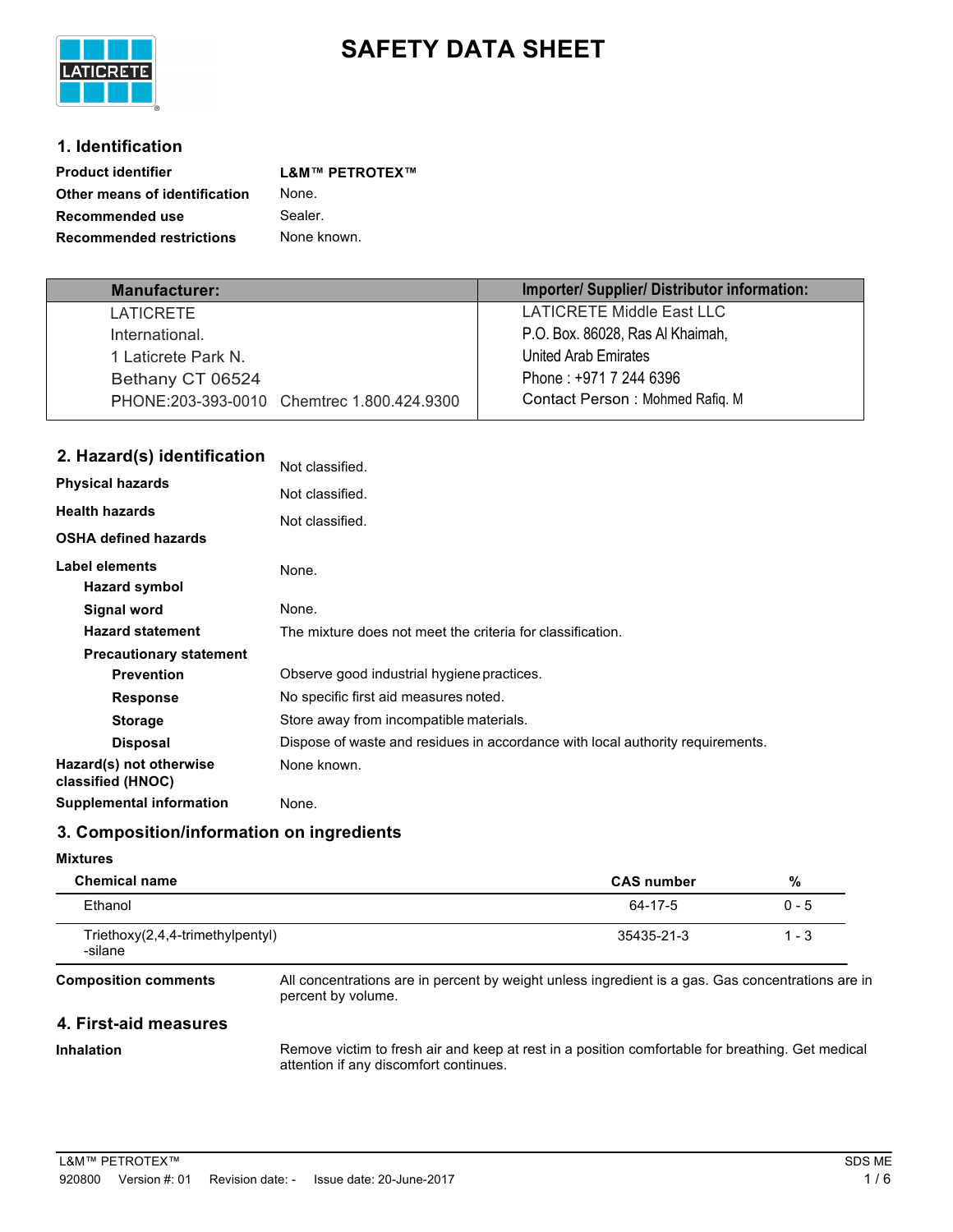# SAFETY DATA SHEET

## 1. Identification

| | |
|---|---|
| **Product identifier** | **L&M™ PETROTEX™** |
| **Other means of identification** | None. |
| **Recommended use** | Sealer. |
| **Recommended restrictions** | None known. |

| Manufacturer: | Importer/ Supplier/ Distributor information: |
|---|---|
| LATICRETE International. 1 Laticrete Park N. Bethany CT 06524 PHONE:203-393-0010 Chemtrec 1.800.424.9300 | LATICRETE Middle East LLC P.O. Box. 86028, Ras Al Khaimah, United Arab Emirates Phone : +971 7 244 6396 Contact Person : Mohmed Rafiq. M |

## 2. Hazard(s) identification

| | |
|---|---|
| **Physical hazards** | Not classified. |
| **Health hazards** | Not classified. |
| **OSHA defined hazards** | Not classified. |

**Label elements**

| | |
|---|---|
| **Hazard symbol** | None. |
| **Signal word** | None. |
| **Hazard statement** | The mixture does not meet the criteria for classification. |

**Precautionary statement**

| | |
|---|---|
| **Prevention** | Observe good industrial hygiene practices. |
| **Response** | No specific first aid measures noted. |
| **Storage** | Store away from incompatible materials. |
| **Disposal** | Dispose of waste and residues in accordance with local authority requirements. |

| | |
|---|---|
| **Hazard(s) not otherwise classified (HNOC)** | None known. |
| **Supplemental information** | None. |

## 3. Composition/information on ingredients

**Mixtures**

| Chemical name | CAS number | % |
|---|---|---|
| Ethanol | 64-17-5 | 0 - 5 |
| Triethoxy(2,4,4-trimethylpentyl) -silane | 35435-21-3 | 1 - 3 |

**Composition comments** All concentrations are in percent by weight unless ingredient is a gas. Gas concentrations are in percent by volume.

## 4. First-aid measures

**Inhalation** Remove victim to fresh air and keep at rest in a position comfortable for breathing. Get medical attention if any discomfort continues.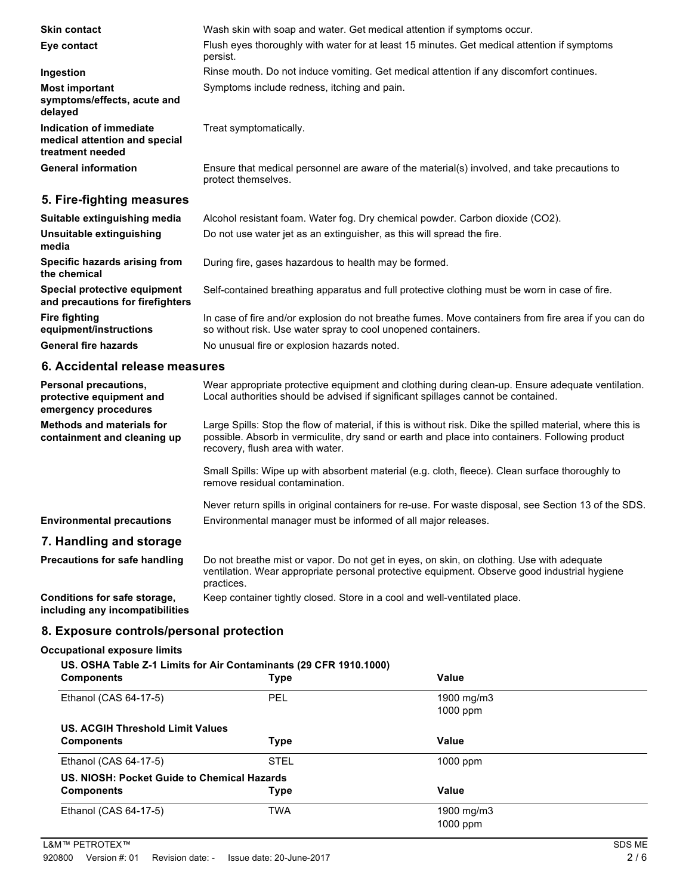| | |
|---|---|
| **Skin contact** | Wash skin with soap and water. Get medical attention if symptoms occur. |
| **Eye contact** | Flush eyes thoroughly with water for at least 15 minutes. Get medical attention if symptoms persist. |
| **Ingestion** | Rinse mouth. Do not induce vomiting. Get medical attention if any discomfort continues. |
| **Most important symptoms/effects, acute and delayed** | Symptoms include redness, itching and pain. |
| **Indication of immediate medical attention and special treatment needed** | Treat symptomatically. |
| **General information** | Ensure that medical personnel are aware of the material(s) involved, and take precautions to protect themselves. |

## 5. Fire-fighting measures

| | |
|---|---|
| **Suitable extinguishing media** | Alcohol resistant foam. Water fog. Dry chemical powder. Carbon dioxide ($CO_2$). |
| **Unsuitable extinguishing media** | Do not use water jet as an extinguisher, as this will spread the fire. |
| **Specific hazards arising from the chemical** | During fire, gases hazardous to health may be formed. |
| **Special protective equipment and precautions for firefighters** | Self-contained breathing apparatus and full protective clothing must be worn in case of fire. |
| **Fire fighting equipment/instructions** | In case of fire and/or explosion do not breathe fumes. Move containers from fire area if you can do so without risk. Use water spray to cool unopened containers. |
| **General fire hazards** | No unusual fire or explosion hazards noted. |

## 6. Accidental release measures

| | |
|---|---|
| **Personal precautions, protective equipment and emergency procedures** | Wear appropriate protective equipment and clothing during clean-up. Ensure adequate ventilation. Local authorities should be advised if significant spillages cannot be contained. |
| **Methods and materials for containment and cleaning up** | Large Spills: Stop the flow of material, if this is without risk. Dike the spilled material, where this is possible. Absorb in vermiculite, dry sand or earth and place into containers. Following product recovery, flush area with water.<br><br>Small Spills: Wipe up with absorbent material (e.g. cloth, fleece). Clean surface thoroughly to remove residual contamination.<br><br>Never return spills in original containers for re-use. For waste disposal, see Section 13 of the SDS. |
| **Environmental precautions** | Environmental manager must be informed of all major releases. |

## 7. Handling and storage

| | |
|---|---|
| **Precautions for safe handling** | Do not breathe mist or vapor. Do not get in eyes, on skin, on clothing. Use with adequate ventilation. Wear appropriate personal protective equipment. Observe good industrial hygiene practices. |
| **Conditions for safe storage, including any incompatibilities** | Keep container tightly closed. Store in a cool and well-ventilated place. |

## 8. Exposure controls/personal protection

**Occupational exposure limits**

**US. OSHA Table Z-1 Limits for Air Contaminants (29 CFR 1910.1000)**

| Components | Type | Value |
|---|---|---|
| Ethanol (CAS 64-17-5) | PEL | 1900 mg/m3<br>1000 ppm |

**US. ACGIH Threshold Limit Values**

| Components | Type | Value |
|---|---|---|
| Ethanol (CAS 64-17-5) | STEL | 1000 ppm |

**US. NIOSH: Pocket Guide to Chemical Hazards**

| Components | Type | Value |
|---|---|---|
| Ethanol (CAS 64-17-5) | TWA | 1900 mg/m3<br>1000 ppm |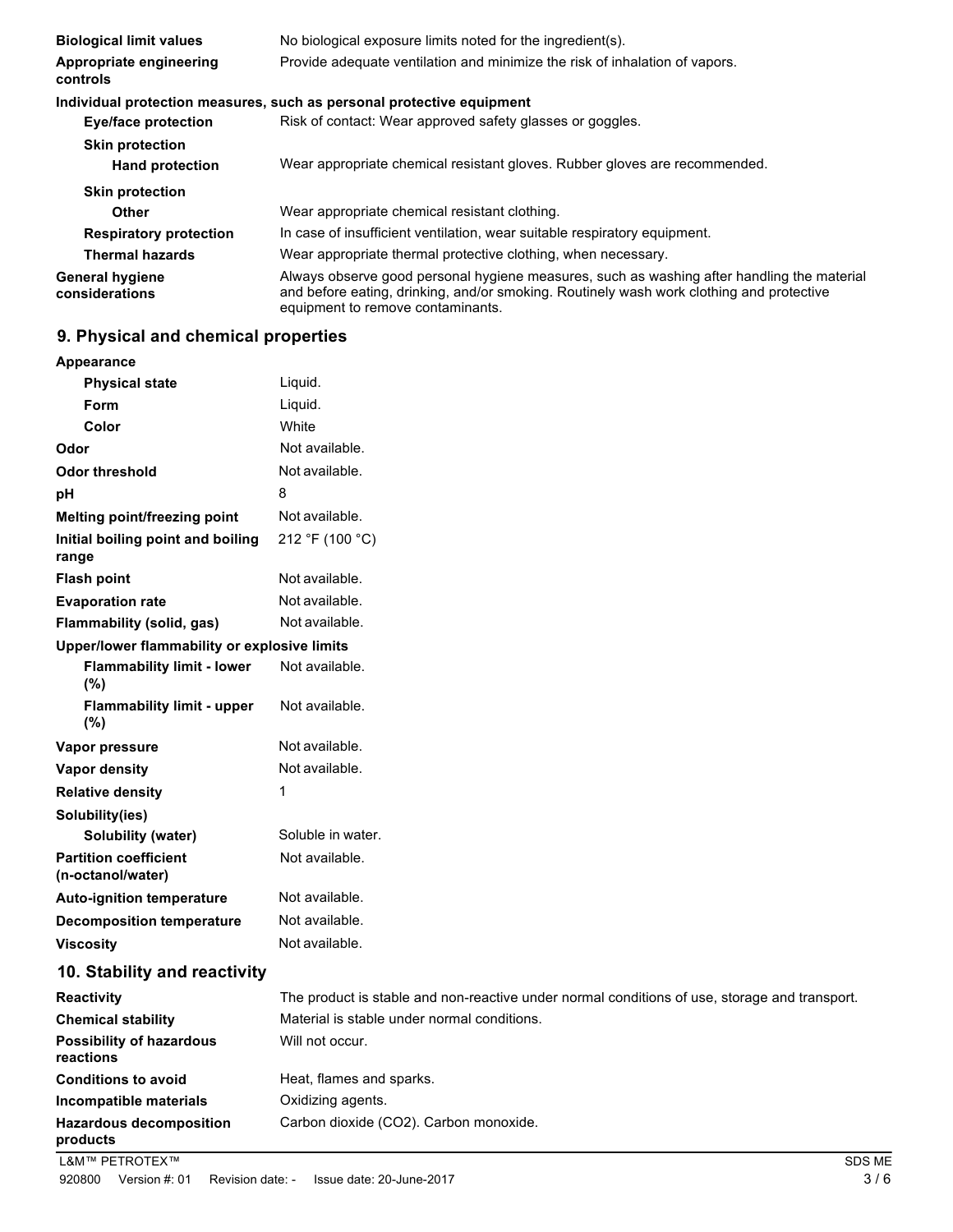| | |
|---|---|
| **Biological limit values** | No biological exposure limits noted for the ingredient(s). |
| **Appropriate engineering controls** | Provide adequate ventilation and minimize the risk of inhalation of vapors. |

**Individual protection measures, such as personal protective equipment**

| | |
|---|---|
| **Eye/face protection** | Risk of contact: Wear approved safety glasses or goggles. |
| **Skin protection** | |
| **Hand protection** | Wear appropriate chemical resistant gloves. Rubber gloves are recommended. |
| **Skin protection** | |
| **Other** | Wear appropriate chemical resistant clothing. |
| **Respiratory protection** | In case of insufficient ventilation, wear suitable respiratory equipment. |
| **Thermal hazards** | Wear appropriate thermal protective clothing, when necessary. |
| **General hygiene considerations** | Always observe good personal hygiene measures, such as washing after handling the material and before eating, drinking, and/or smoking. Routinely wash work clothing and protective equipment to remove contaminants. |

## 9. Physical and chemical properties

| | |
|---|---|
| **Appearance** | |
| **Physical state** | Liquid. |
| **Form** | Liquid. |
| **Color** | White |
| **Odor** | Not available. |
| **Odor threshold** | Not available. |
| **pH** | 8 |
| **Melting point/freezing point** | Not available. |
| **Initial boiling point and boiling range** | 212 °F (100 °C) |
| **Flash point** | Not available. |
| **Evaporation rate** | Not available. |
| **Flammability (solid, gas)** | Not available. |
| **Upper/lower flammability or explosive limits** | |
| **Flammability limit - lower (%)** | Not available. |
| **Flammability limit - upper (%)** | Not available. |
| **Vapor pressure** | Not available. |
| **Vapor density** | Not available. |
| **Relative density** | 1 |
| **Solubility(ies)** | |
| **Solubility (water)** | Soluble in water. |
| **Partition coefficient (n-octanol/water)** | Not available. |
| **Auto-ignition temperature** | Not available. |
| **Decomposition temperature** | Not available. |
| **Viscosity** | Not available. |

## 10. Stability and reactivity

| | |
|---|---|
| **Reactivity** | The product is stable and non-reactive under normal conditions of use, storage and transport. |
| **Chemical stability** | Material is stable under normal conditions. |
| **Possibility of hazardous reactions** | Will not occur. |
| **Conditions to avoid** | Heat, flames and sparks. |
| **Incompatible materials** | Oxidizing agents. |
| **Hazardous decomposition products** | Carbon dioxide ($CO_2$). Carbon monoxide. |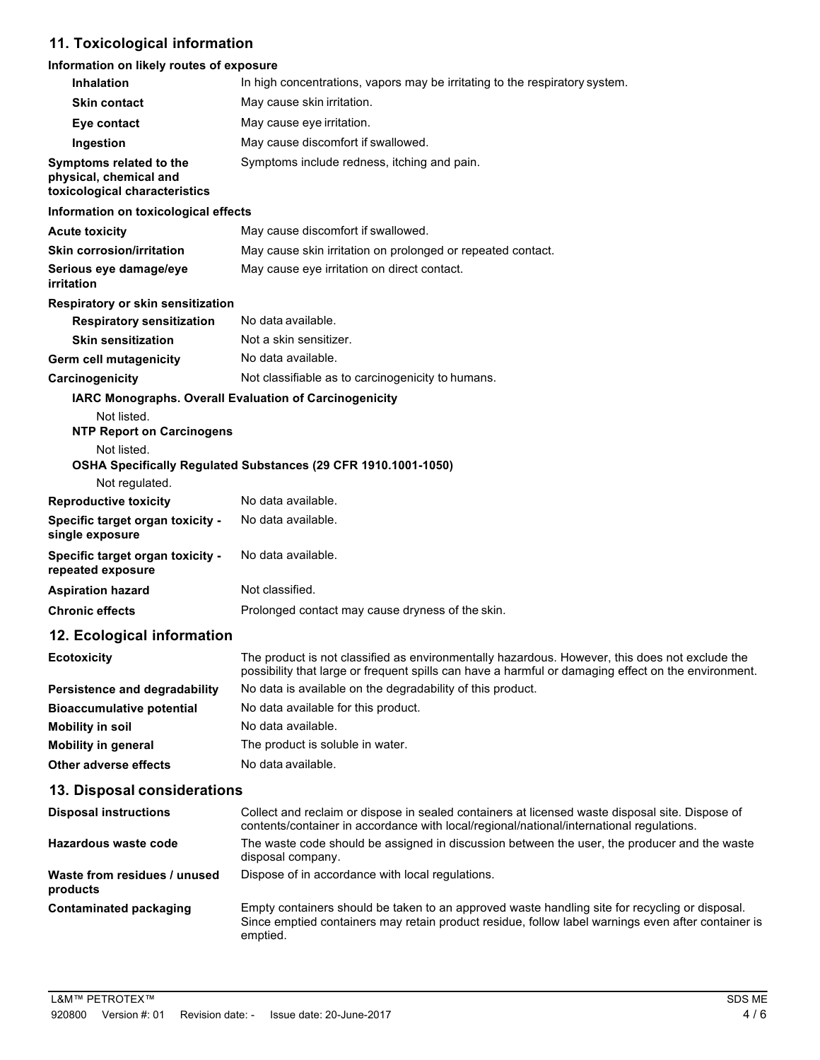## 11. Toxicological information

**Information on likely routes of exposure**

| | |
|---|---|
| **Inhalation** | In high concentrations, vapors may be irritating to the respiratory system. |
| **Skin contact** | May cause skin irritation. |
| **Eye contact** | May cause eye irritation. |
| **Ingestion** | May cause discomfort if swallowed. |
| **Symptoms related to the physical, chemical and toxicological characteristics** | Symptoms include redness, itching and pain. |

**Information on toxicological effects**

| | |
|---|---|
| **Acute toxicity** | May cause discomfort if swallowed. |
| **Skin corrosion/irritation** | May cause skin irritation on prolonged or repeated contact. |
| **Serious eye damage/eye irritation** | May cause eye irritation on direct contact. |

**Respiratory or skin sensitization**

| | |
|---|---|
| **Respiratory sensitization** | No data available. |
| **Skin sensitization** | Not a skin sensitizer. |
| **Germ cell mutagenicity** | No data available. |
| **Carcinogenicity** | Not classifiable as to carcinogenicity to humans. |

**IARC Monographs. Overall Evaluation of Carcinogenicity**

Not listed.

**NTP Report on Carcinogens**

Not listed.

**OSHA Specifically Regulated Substances (29 CFR 1910.1001-1050)**

Not regulated.

| | |
|---|---|
| **Reproductive toxicity** | No data available. |
| **Specific target organ toxicity - single exposure** | No data available. |
| **Specific target organ toxicity - repeated exposure** | No data available. |
| **Aspiration hazard** | Not classified. |
| **Chronic effects** | Prolonged contact may cause dryness of the skin. |

## 12. Ecological information

| | |
|---|---|
| **Ecotoxicity** | The product is not classified as environmentally hazardous. However, this does not exclude the possibility that large or frequent spills can have a harmful or damaging effect on the environment. |
| **Persistence and degradability** | No data is available on the degradability of this product. |
| **Bioaccumulative potential** | No data available for this product. |
| **Mobility in soil** | No data available. |
| **Mobility in general** | The product is soluble in water. |
| **Other adverse effects** | No data available. |

## 13. Disposal considerations

| | |
|---|---|
| **Disposal instructions** | Collect and reclaim or dispose in sealed containers at licensed waste disposal site. Dispose of contents/container in accordance with local/regional/national/international regulations. |
| **Hazardous waste code** | The waste code should be assigned in discussion between the user, the producer and the waste disposal company. |
| **Waste from residues / unused products** | Dispose of in accordance with local regulations. |
| **Contaminated packaging** | Empty containers should be taken to an approved waste handling site for recycling or disposal. Since emptied containers may retain product residue, follow label warnings even after container is emptied. |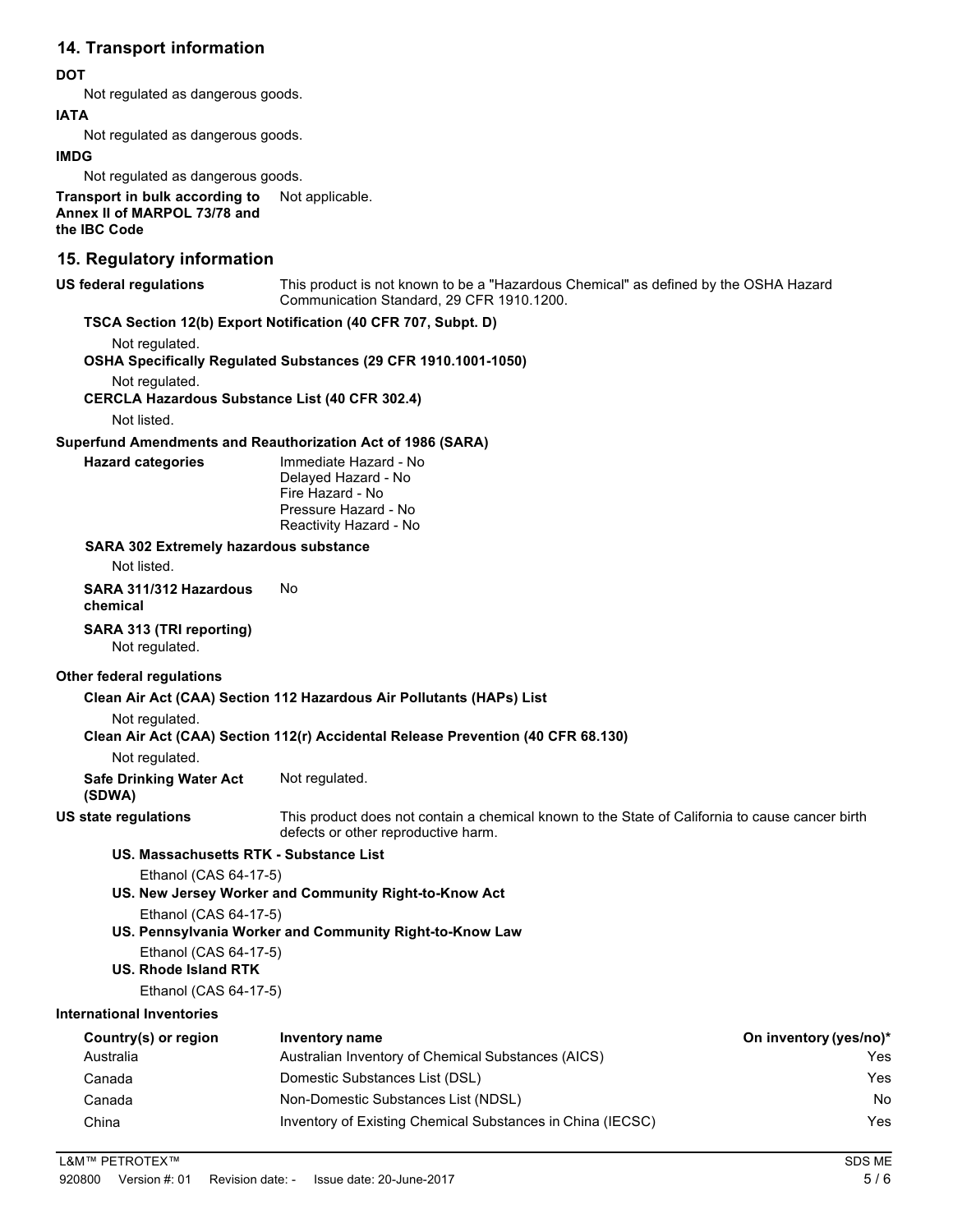## 14. Transport information

**DOT**

Not regulated as dangerous goods.

**IATA**

Not regulated as dangerous goods.

**IMDG**

Not regulated as dangerous goods.

**Transport in bulk according to Annex II of MARPOL 73/78 and the IBC Code** Not applicable.

## 15. Regulatory information

**US federal regulations** This product is not known to be a "Hazardous Chemical" as defined by the OSHA Hazard Communication Standard, 29 CFR 1910.1200.

**TSCA Section 12(b) Export Notification (40 CFR 707, Subpt. D)**

Not regulated.

**OSHA Specifically Regulated Substances (29 CFR 1910.1001-1050)**

Not regulated.

**CERCLA Hazardous Substance List (40 CFR 302.4)**

Not listed.

**Superfund Amendments and Reauthorization Act of 1986 (SARA)**

**Hazard categories**

Immediate Hazard - No
Delayed Hazard - No
Fire Hazard - No
Pressure Hazard - No
Reactivity Hazard - No

**SARA 302 Extremely hazardous substance**

Not listed.

**SARA 311/312 Hazardous chemical** No

**SARA 313 (TRI reporting)**

Not regulated.

**Other federal regulations**

**Clean Air Act (CAA) Section 112 Hazardous Air Pollutants (HAPs) List**

Not regulated.

**Clean Air Act (CAA) Section 112(r) Accidental Release Prevention (40 CFR 68.130)**

Not regulated.

**Safe Drinking Water Act (SDWA)** Not regulated.

**US state regulations** This product does not contain a chemical known to the State of California to cause cancer birth defects or other reproductive harm.

**US. Massachusetts RTK - Substance List**

Ethanol (CAS 64-17-5)

**US. New Jersey Worker and Community Right-to-Know Act**

Ethanol (CAS 64-17-5)

**US. Pennsylvania Worker and Community Right-to-Know Law**

Ethanol (CAS 64-17-5)

**US. Rhode Island RTK**

Ethanol (CAS 64-17-5)

**International Inventories**

| Country(s) or region | Inventory name | On inventory (yes/no)* |
|---|---|---|
| Australia | Australian Inventory of Chemical Substances (AICS) | Yes |
| Canada | Domestic Substances List (DSL) | Yes |
| Canada | Non-Domestic Substances List (NDSL) | No |
| China | Inventory of Existing Chemical Substances in China (IECSC) | Yes |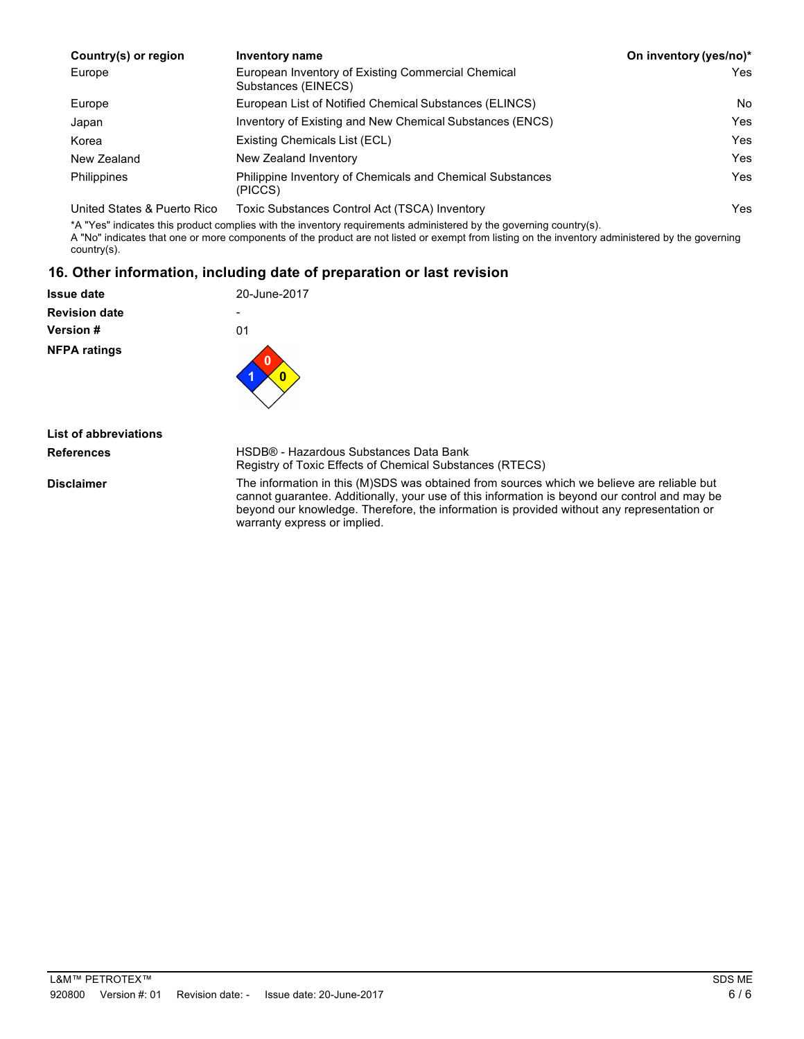| Country(s) or region | Inventory name | On inventory (yes/no)* |
| --- | --- | --- |
| Europe | European Inventory of Existing Commercial Chemical Substances (EINECS) | Yes |
| Europe | European List of Notified Chemical Substances (ELINCS) | No |
| Japan | Inventory of Existing and New Chemical Substances (ENCS) | Yes |
| Korea | Existing Chemicals List (ECL) | Yes |
| New Zealand | New Zealand Inventory | Yes |
| Philippines | Philippine Inventory of Chemicals and Chemical Substances (PICCS) | Yes |
| United States & Puerto Rico | Toxic Substances Control Act (TSCA) Inventory | Yes |

*A "Yes" indicates this product complies with the inventory requirements administered by the governing country(s).
A "No" indicates that one or more components of the product are not listed or exempt from listing on the inventory administered by the governing country(s).

## 16. Other information, including date of preparation or last revision

**Issue date** 20-June-2017

**Revision date** -

**Version #** 01

**NFPA ratings**

0
1 0

**List of abbreviations**

**References** HSDB® - Hazardous Substances Data Bank
Registry of Toxic Effects of Chemical Substances (RTECS)

**Disclaimer** The information in this (M)SDS was obtained from sources which we believe are reliable but cannot guarantee. Additionally, your use of this information is beyond our control and may be beyond our knowledge. Therefore, the information is provided without any representation or warranty express or implied.